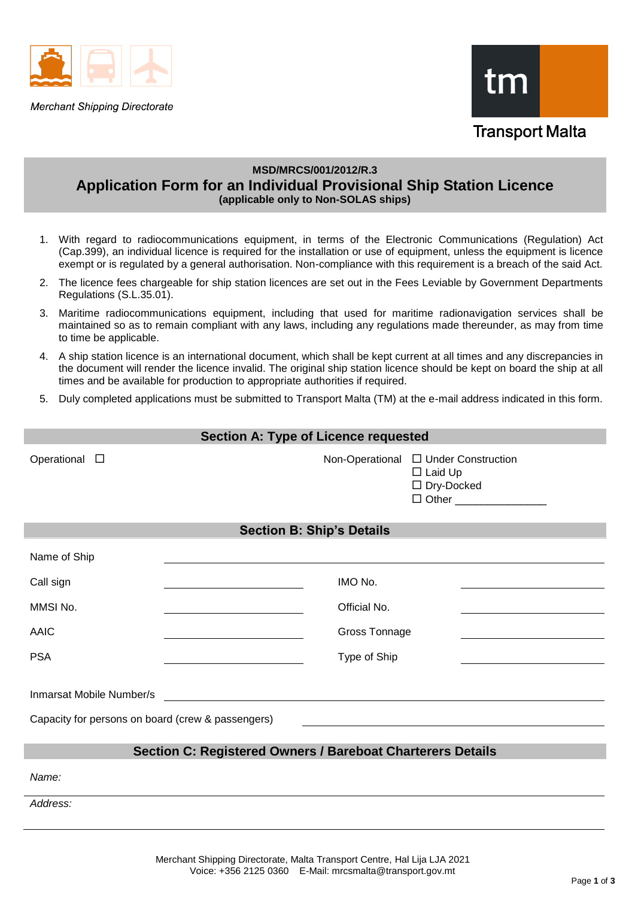Merchant Shipping Directorate

Transport Malta

**MSD/MRCS/001/2012/R.3**

# Application Form for an Individual Provisional Ship Station Licence

**(applicable only to Non-SOLAS ships)**

1. With regard to radiocommunications equipment, in terms of the Electronic Communications (Regulation) Act (Cap.399), an individual licence is required for the installation or use of equipment, unless the equipment is licence exempt or is regulated by a general authorisation. Non-compliance with this requirement is a breach of the said Act.
2. The licence fees chargeable for ship station licences are set out in the Fees Leviable by Government Departments Regulations (S.L.35.01).
3. Maritime radiocommunications equipment, including that used for maritime radionavigation services shall be maintained so as to remain compliant with any laws, including any regulations made thereunder, as may from time to time be applicable.
4. A ship station licence is an international document, which shall be kept current at all times and any discrepancies in the document will render the licence invalid. The original ship station licence should be kept on board the ship at all times and be available for production to appropriate authorities if required.
5. Duly completed applications must be submitted to Transport Malta (TM) at the e-mail address indicated in this form.

## Section A: Type of Licence requested

Operational ☐

Non-Operational
- ☐ Under Construction
- ☐ Laid Up
- ☐ Dry-Docked
- ☐ Other _______________

## Section B: Ship's Details

| | | | |
|---|---|---|---|
| Name of Ship | | | |
| Call sign | | IMO No. | |
| MMSI No. | | Official No. | |
| AAIC | | Gross Tonnage | |
| PSA | | Type of Ship | |

Inmarsat Mobile Number/s _______________

Capacity for persons on board (crew & passengers) _______________

## Section C: Registered Owners / Bareboat Charterers Details

*Name:*

*Address:*

Merchant Shipping Directorate, Malta Transport Centre, Hal Lija LJA 2021
Voice: +356 2125 0360 E-Mail: mrcsmalta@transport.gov.mt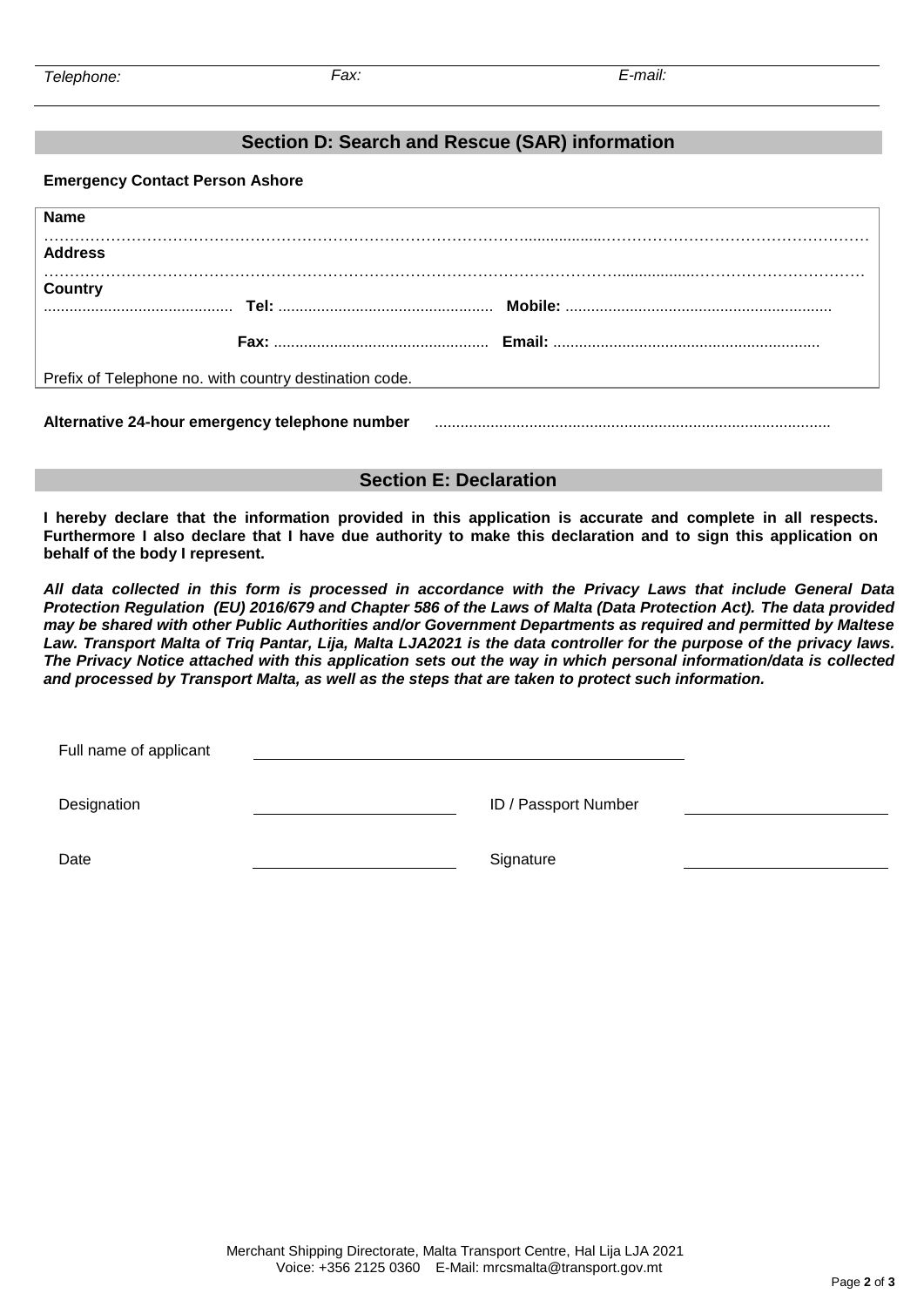| *Telephone:* | *Fax:* | *E-mail:* |
|---|---|---|

## Section D: Search and Rescue (SAR) information

**Emergency Contact Person Ashore**

**Name**
………………………………………………………………………………………………………………………………………………

**Address**
………………………………………………………………………………………………………………………………………………

**Country**
........................................... **Tel:** ................................................. **Mobile:** .............................................................

**Fax:** ................................................. **Email:** .............................................................

Prefix of Telephone no. with country destination code.

**Alternative 24-hour emergency telephone number** ..........................................................................................

## Section E: Declaration

**I hereby declare that the information provided in this application is accurate and complete in all respects. Furthermore I also declare that I have due authority to make this declaration and to sign this application on behalf of the body I represent.**

***All data collected in this form is processed in accordance with the Privacy Laws that include General Data Protection Regulation (EU) 2016/679 and Chapter 586 of the Laws of Malta (Data Protection Act). The data provided may be shared with other Public Authorities and/or Government Departments as required and permitted by Maltese Law. Transport Malta of Triq Pantar, Lija, Malta LJA2021 is the data controller for the purpose of the privacy laws. The Privacy Notice attached with this application sets out the way in which personal information/data is collected and processed by Transport Malta, as well as the steps that are taken to protect such information.***

Full name of applicant ______________________________

Designation ______________________ ID / Passport Number ______________________

Date ______________________ Signature ______________________

Merchant Shipping Directorate, Malta Transport Centre, Hal Lija LJA 2021
Voice: +356 2125 0360 E-Mail: mrcsmalta@transport.gov.mt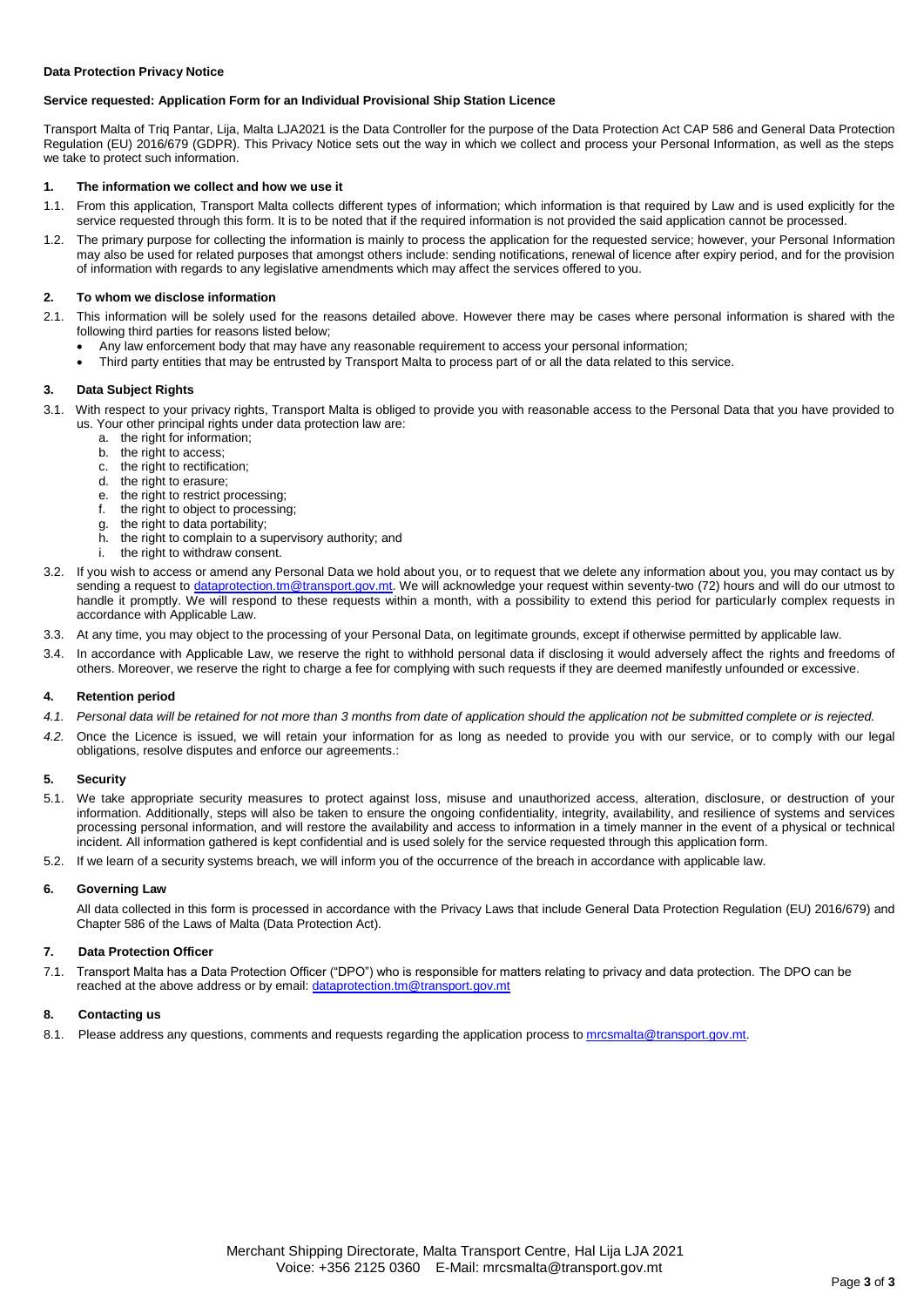**Data Protection Privacy Notice**

**Service requested: Application Form for an Individual Provisional Ship Station Licence**

Transport Malta of Triq Pantar, Lija, Malta LJA2021 is the Data Controller for the purpose of the Data Protection Act CAP 586 and General Data Protection Regulation (EU) 2016/679 (GDPR). This Privacy Notice sets out the way in which we collect and process your Personal Information, as well as the steps we take to protect such information.

**1. The information we collect and how we use it**

1.1. From this application, Transport Malta collects different types of information; which information is that required by Law and is used explicitly for the service requested through this form. It is to be noted that if the required information is not provided the said application cannot be processed.

1.2. The primary purpose for collecting the information is mainly to process the application for the requested service; however, your Personal Information may also be used for related purposes that amongst others include: sending notifications, renewal of licence after expiry period, and for the provision of information with regards to any legislative amendments which may affect the services offered to you.

**2. To whom we disclose information**

2.1. This information will be solely used for the reasons detailed above. However there may be cases where personal information is shared with the following third parties for reasons listed below;

- Any law enforcement body that may have any reasonable requirement to access your personal information;
- Third party entities that may be entrusted by Transport Malta to process part of or all the data related to this service.

**3. Data Subject Rights**

3.1. With respect to your privacy rights, Transport Malta is obliged to provide you with reasonable access to the Personal Data that you have provided to us. Your other principal rights under data protection law are:

a. the right for information;
b. the right to access;
c. the right to rectification;
d. the right to erasure;
e. the right to restrict processing;
f. the right to object to processing;
g. the right to data portability;
h. the right to complain to a supervisory authority; and
i. the right to withdraw consent.

3.2. If you wish to access or amend any Personal Data we hold about you, or to request that we delete any information about you, you may contact us by sending a request to dataprotection.tm@transport.gov.mt. We will acknowledge your request within seventy-two (72) hours and will do our utmost to handle it promptly. We will respond to these requests within a month, with a possibility to extend this period for particularly complex requests in accordance with Applicable Law.

3.3. At any time, you may object to the processing of your Personal Data, on legitimate grounds, except if otherwise permitted by applicable law.

3.4. In accordance with Applicable Law, we reserve the right to withhold personal data if disclosing it would adversely affect the rights and freedoms of others. Moreover, we reserve the right to charge a fee for complying with such requests if they are deemed manifestly unfounded or excessive.

**4. Retention period**

*4.1. Personal data will be retained for not more than 3 months from date of application should the application not be submitted complete or is rejected.*

*4.2.* Once the Licence is issued, we will retain your information for as long as needed to provide you with our service, or to comply with our legal obligations, resolve disputes and enforce our agreements.:

**5. Security**

5.1. We take appropriate security measures to protect against loss, misuse and unauthorized access, alteration, disclosure, or destruction of your information. Additionally, steps will also be taken to ensure the ongoing confidentiality, integrity, availability, and resilience of systems and services processing personal information, and will restore the availability and access to information in a timely manner in the event of a physical or technical incident. All information gathered is kept confidential and is used solely for the service requested through this application form.

5.2. If we learn of a security systems breach, we will inform you of the occurrence of the breach in accordance with applicable law.

**6. Governing Law**

All data collected in this form is processed in accordance with the Privacy Laws that include General Data Protection Regulation (EU) 2016/679) and Chapter 586 of the Laws of Malta (Data Protection Act).

**7. Data Protection Officer**

7.1. Transport Malta has a Data Protection Officer ("DPO") who is responsible for matters relating to privacy and data protection. The DPO can be reached at the above address or by email: dataprotection.tm@transport.gov.mt

**8. Contacting us**

8.1. Please address any questions, comments and requests regarding the application process to mrcsmalta@transport.gov.mt.

Merchant Shipping Directorate, Malta Transport Centre, Hal Lija LJA 2021
Voice: +356 2125 0360 E-Mail: mrcsmalta@transport.gov.mt